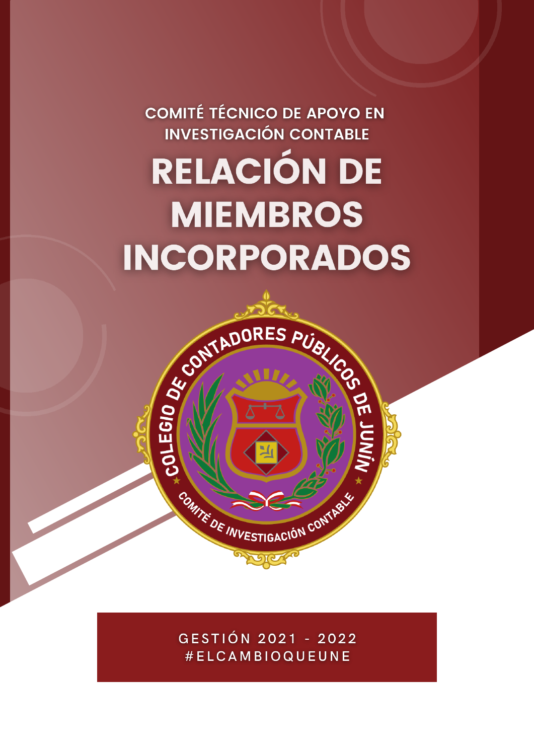COMITÉ TÉCNICO DE APOYO EN INVESTIGACIÓN CONTABLE

# RELACIÓN DE MIEMBROS INCORPORADOS

COLEGIO DE CONTADORES PÚBLICOS DE JUNÍN

COMITÉ DE INVESTIGACIÓN CONTABLE

GESTIÓN 2021 - 2022
#ELCAMBIOQUEUNE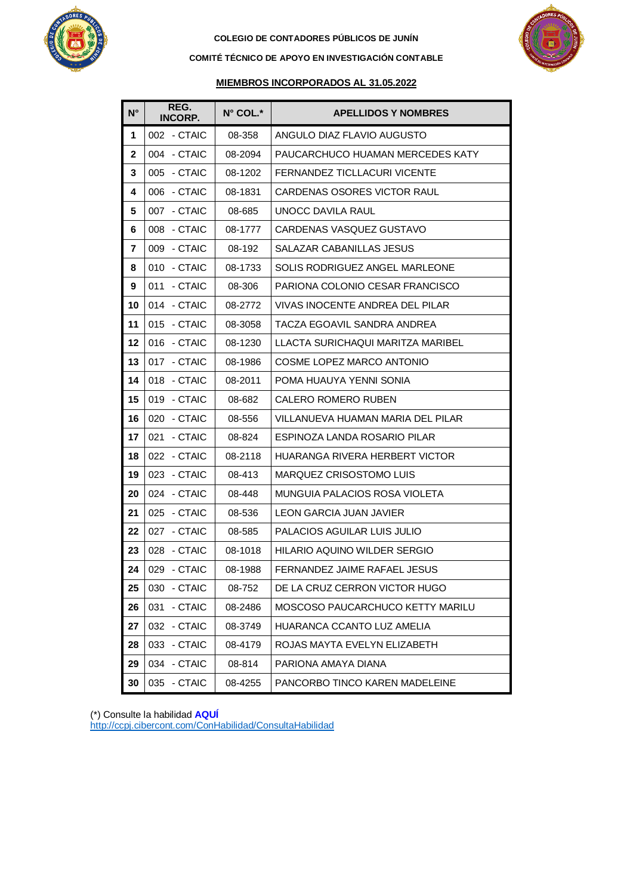**COLEGIO DE CONTADORES PÚBLICOS DE JUNÍN**

**COMITÉ TÉCNICO DE APOYO EN INVESTIGACIÓN CONTABLE**

**MIEMBROS INCORPORADOS AL 31.05.2022**

| N° | REG. INCORP. | N° COL.* | APELLIDOS Y NOMBRES |
|---|---|---|---|
| 1 | 002 - CTAIC | 08-358 | ANGULO DIAZ FLAVIO AUGUSTO |
| 2 | 004 - CTAIC | 08-2094 | PAUCARCHUCO HUAMAN MERCEDES KATY |
| 3 | 005 - CTAIC | 08-1202 | FERNANDEZ TICLLACURI VICENTE |
| 4 | 006 - CTAIC | 08-1831 | CARDENAS OSORES VICTOR RAUL |
| 5 | 007 - CTAIC | 08-685 | UNOCC DAVILA RAUL |
| 6 | 008 - CTAIC | 08-1777 | CARDENAS VASQUEZ GUSTAVO |
| 7 | 009 - CTAIC | 08-192 | SALAZAR CABANILLAS JESUS |
| 8 | 010 - CTAIC | 08-1733 | SOLIS RODRIGUEZ ANGEL MARLEONE |
| 9 | 011 - CTAIC | 08-306 | PARIONA COLONIO CESAR FRANCISCO |
| 10 | 014 - CTAIC | 08-2772 | VIVAS INOCENTE ANDREA DEL PILAR |
| 11 | 015 - CTAIC | 08-3058 | TACZA EGOAVIL SANDRA ANDREA |
| 12 | 016 - CTAIC | 08-1230 | LLACTA SURICHAQUI MARITZA MARIBEL |
| 13 | 017 - CTAIC | 08-1986 | COSME LOPEZ MARCO ANTONIO |
| 14 | 018 - CTAIC | 08-2011 | POMA HUAUYA YENNI SONIA |
| 15 | 019 - CTAIC | 08-682 | CALERO ROMERO RUBEN |
| 16 | 020 - CTAIC | 08-556 | VILLANUEVA HUAMAN MARIA DEL PILAR |
| 17 | 021 - CTAIC | 08-824 | ESPINOZA LANDA ROSARIO PILAR |
| 18 | 022 - CTAIC | 08-2118 | HUARANGA RIVERA HERBERT VICTOR |
| 19 | 023 - CTAIC | 08-413 | MARQUEZ CRISOSTOMO LUIS |
| 20 | 024 - CTAIC | 08-448 | MUNGUIA PALACIOS ROSA VIOLETA |
| 21 | 025 - CTAIC | 08-536 | LEON GARCIA JUAN JAVIER |
| 22 | 027 - CTAIC | 08-585 | PALACIOS AGUILAR LUIS JULIO |
| 23 | 028 - CTAIC | 08-1018 | HILARIO AQUINO WILDER SERGIO |
| 24 | 029 - CTAIC | 08-1988 | FERNANDEZ JAIME RAFAEL JESUS |
| 25 | 030 - CTAIC | 08-752 | DE LA CRUZ CERRON VICTOR HUGO |
| 26 | 031 - CTAIC | 08-2486 | MOSCOSO PAUCARCHUCO KETTY MARILU |
| 27 | 032 - CTAIC | 08-3749 | HUARANCA CCANTO LUZ AMELIA |
| 28 | 033 - CTAIC | 08-4179 | ROJAS MAYTA EVELYN ELIZABETH |
| 29 | 034 - CTAIC | 08-814 | PARIONA AMAYA DIANA |
| 30 | 035 - CTAIC | 08-4255 | PANCORBO TINCO KAREN MADELEINE |

(*) Consulte la habilidad **AQUÍ**
http://ccpj.cibercont.com/ConHabilidad/ConsultaHabilidad